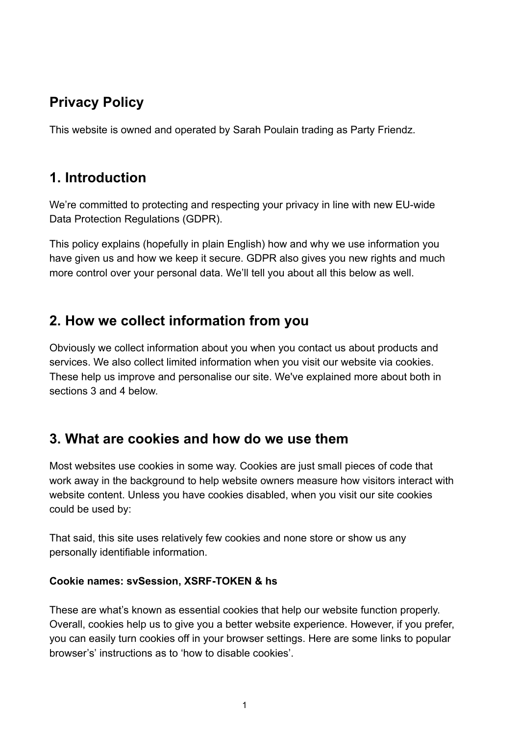## Privacy Policy

This website is owned and operated by Sarah Poulain trading as Party Friendz.

## 1. Introduction

We're committed to protecting and respecting your privacy in line with new EU-wide Data Protection Regulations (GDPR).

This policy explains (hopefully in plain English) how and why we use information you have given us and how we keep it secure. GDPR also gives you new rights and much more control over your personal data. We'll tell you about all this below as well.

## 2. How we collect information from you

Obviously we collect information about you when you contact us about products and services. We also collect limited information when you visit our website via cookies. These help us improve and personalise our site. We've explained more about both in sections 3 and 4 below.

## 3. What are cookies and how do we use them

Most websites use cookies in some way. Cookies are just small pieces of code that work away in the background to help website owners measure how visitors interact with website content. Unless you have cookies disabled, when you visit our site cookies could be used by:

That said, this site uses relatively few cookies and none store or show us any personally identifiable information.

**Cookie names: svSession, XSRF-TOKEN & hs**

These are what's known as essential cookies that help our website function properly. Overall, cookies help us to give you a better website experience. However, if you prefer, you can easily turn cookies off in your browser settings. Here are some links to popular browser's' instructions as to 'how to disable cookies'.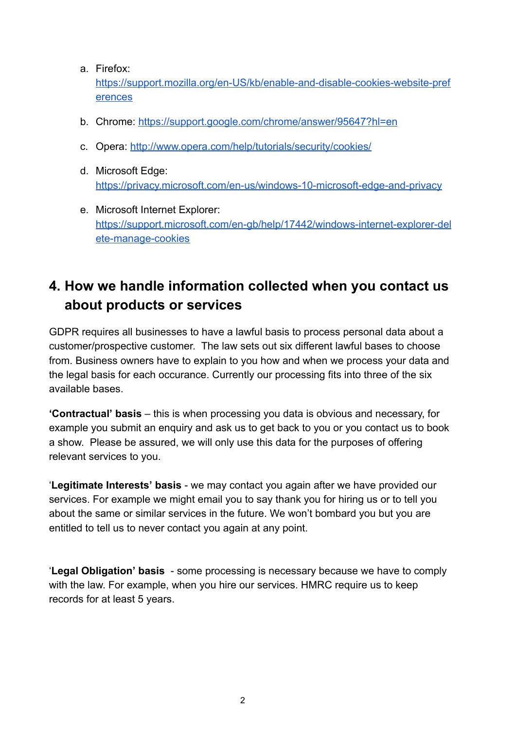a. Firefox: https://support.mozilla.org/en-US/kb/enable-and-disable-cookies-website-preferences

b. Chrome: https://support.google.com/chrome/answer/95647?hl=en

c. Opera: http://www.opera.com/help/tutorials/security/cookies/

d. Microsoft Edge: https://privacy.microsoft.com/en-us/windows-10-microsoft-edge-and-privacy

e. Microsoft Internet Explorer: https://support.microsoft.com/en-gb/help/17442/windows-internet-explorer-delete-manage-cookies

## 4. How we handle information collected when you contact us about products or services

GDPR requires all businesses to have a lawful basis to process personal data about a customer/prospective customer. The law sets out six different lawful bases to choose from. Business owners have to explain to you how and when we process your data and the legal basis for each occurance. Currently our processing fits into three of the six available bases.

**'Contractual' basis** – this is when processing you data is obvious and necessary, for example you submit an enquiry and ask us to get back to you or you contact us to book a show. Please be assured, we will only use this data for the purposes of offering relevant services to you.

'**Legitimate Interests' basis** - we may contact you again after we have provided our services. For example we might email you to say thank you for hiring us or to tell you about the same or similar services in the future. We won't bombard you but you are entitled to tell us to never contact you again at any point.

'**Legal Obligation' basis** - some processing is necessary because we have to comply with the law. For example, when you hire our services. HMRC require us to keep records for at least 5 years.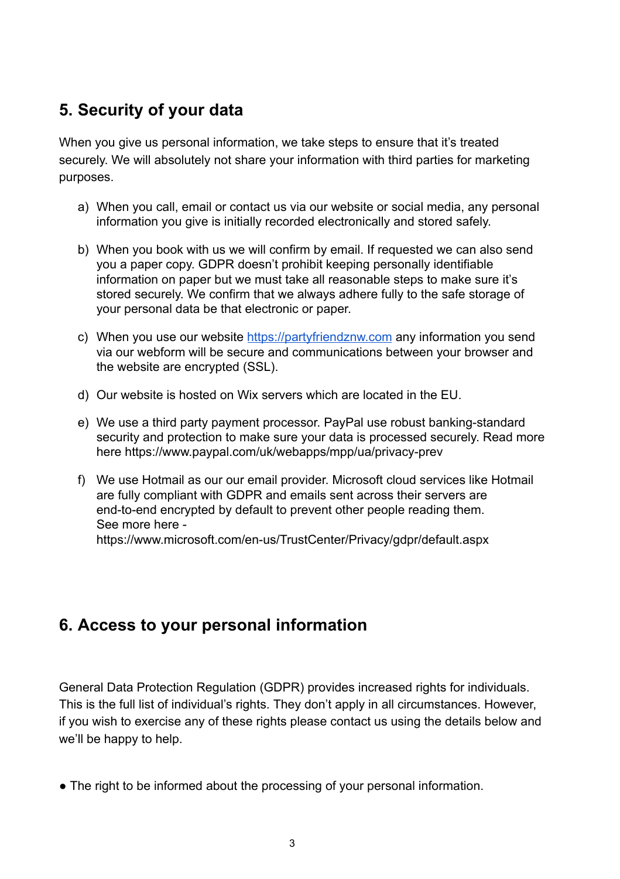## 5. Security of your data

When you give us personal information, we take steps to ensure that it's treated securely. We will absolutely not share your information with third parties for marketing purposes.

a) When you call, email or contact us via our website or social media, any personal information you give is initially recorded electronically and stored safely.

b) When you book with us we will confirm by email. If requested we can also send you a paper copy. GDPR doesn't prohibit keeping personally identifiable information on paper but we must take all reasonable steps to make sure it's stored securely. We confirm that we always adhere fully to the safe storage of your personal data be that electronic or paper.

c) When you use our website [https://partyfriendznw.com](https://partyfriendznw.com) any information you send via our webform will be secure and communications between your browser and the website are encrypted (SSL).

d) Our website is hosted on Wix servers which are located in the EU.

e) We use a third party payment processor. PayPal use robust banking-standard security and protection to make sure your data is processed securely. Read more here https://www.paypal.com/uk/webapps/mpp/ua/privacy-prev

f) We use Hotmail as our our email provider. Microsoft cloud services like Hotmail are fully compliant with GDPR and emails sent across their servers are end-to-end encrypted by default to prevent other people reading them. See more here - https://www.microsoft.com/en-us/TrustCenter/Privacy/gdpr/default.aspx

## 6. Access to your personal information

General Data Protection Regulation (GDPR) provides increased rights for individuals. This is the full list of individual's rights. They don't apply in all circumstances. However, if you wish to exercise any of these rights please contact us using the details below and we'll be happy to help.

- The right to be informed about the processing of your personal information.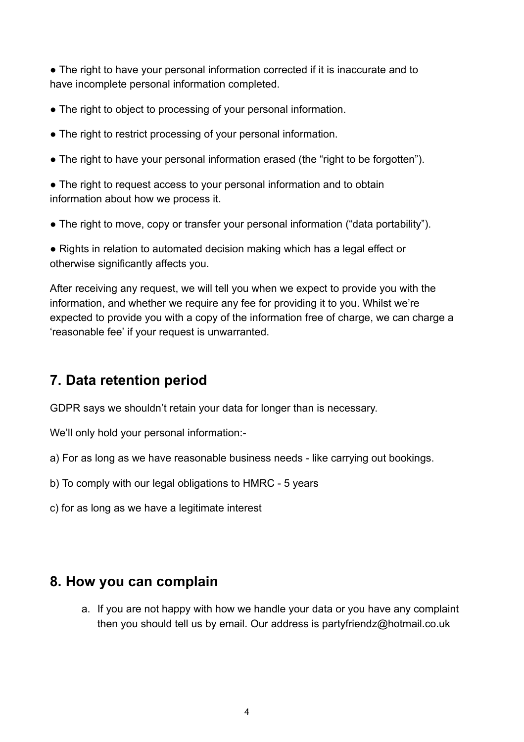- The right to have your personal information corrected if it is inaccurate and to have incomplete personal information completed.

- The right to object to processing of your personal information.

- The right to restrict processing of your personal information.

- The right to have your personal information erased (the "right to be forgotten").

- The right to request access to your personal information and to obtain information about how we process it.

- The right to move, copy or transfer your personal information ("data portability").

- Rights in relation to automated decision making which has a legal effect or otherwise significantly affects you.

After receiving any request, we will tell you when we expect to provide you with the information, and whether we require any fee for providing it to you. Whilst we're expected to provide you with a copy of the information free of charge, we can charge a 'reasonable fee' if your request is unwarranted.

## 7. Data retention period

GDPR says we shouldn't retain your data for longer than is necessary.

We'll only hold your personal information:-

a) For as long as we have reasonable business needs - like carrying out bookings.

b) To comply with our legal obligations to HMRC - 5 years

c) for as long as we have a legitimate interest

## 8. How you can complain

a. If you are not happy with how we handle your data or you have any complaint then you should tell us by email. Our address is partyfriendz@hotmail.co.uk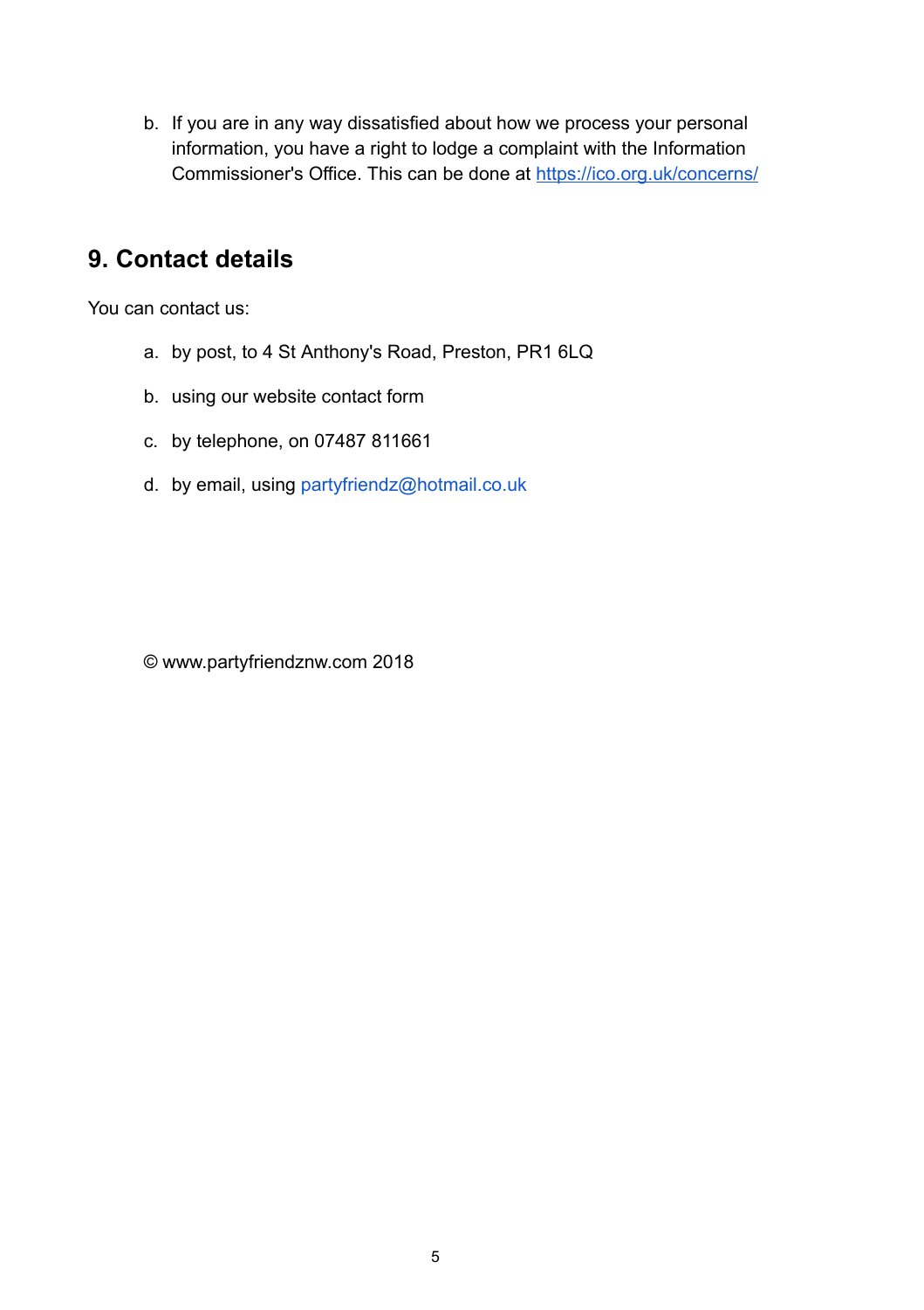b. If you are in any way dissatisfied about how we process your personal information, you have a right to lodge a complaint with the Information Commissioner's Office. This can be done at https://ico.org.uk/concerns/

## 9. Contact details

You can contact us:

a. by post, to 4 St Anthony's Road, Preston, PR1 6LQ

b. using our website contact form

c. by telephone, on 07487 811661

d. by email, using partyfriendz@hotmail.co.uk

© www.partyfriendznw.com 2018